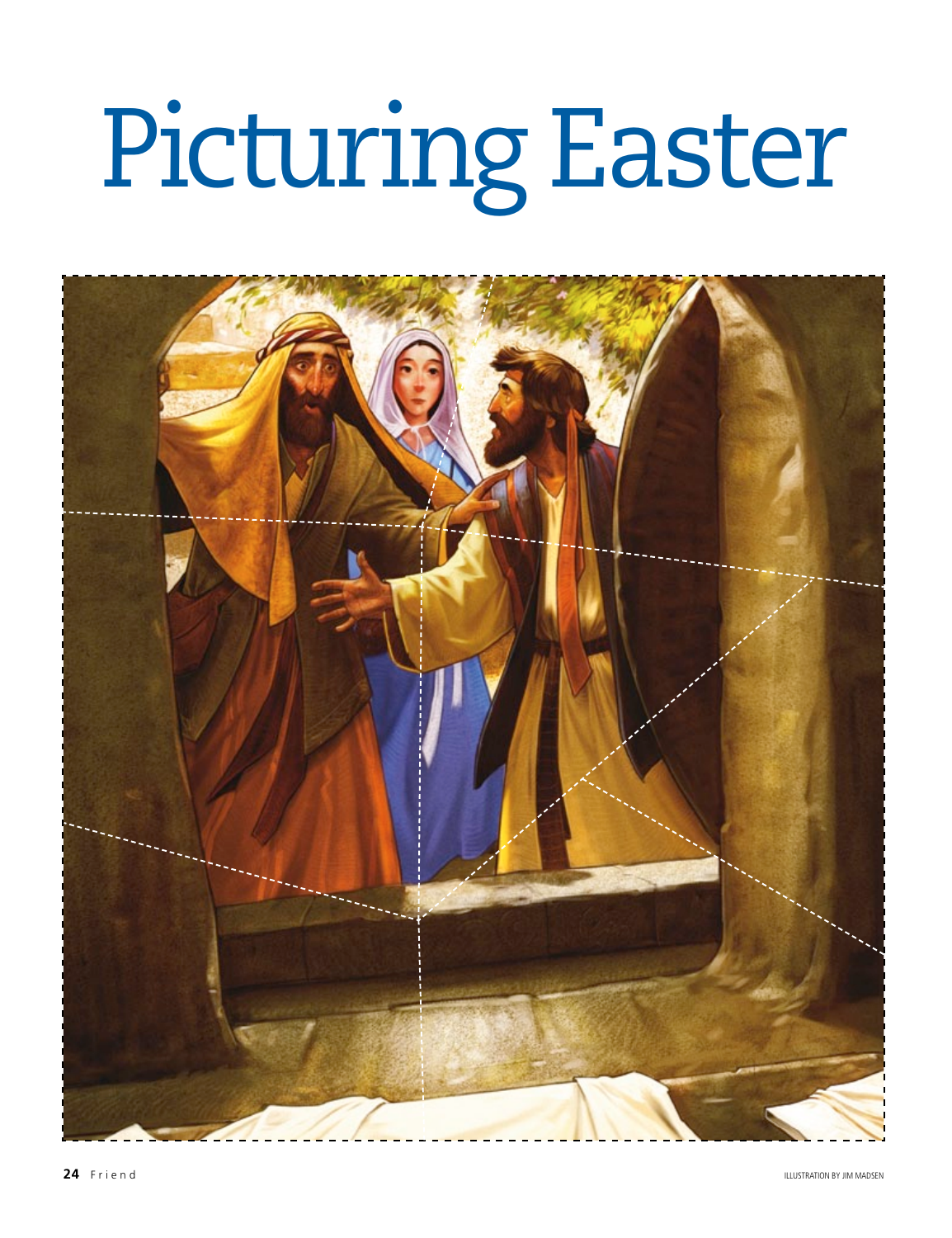# Picturing Easter

ILLUSTRATION BY JIM MADSEN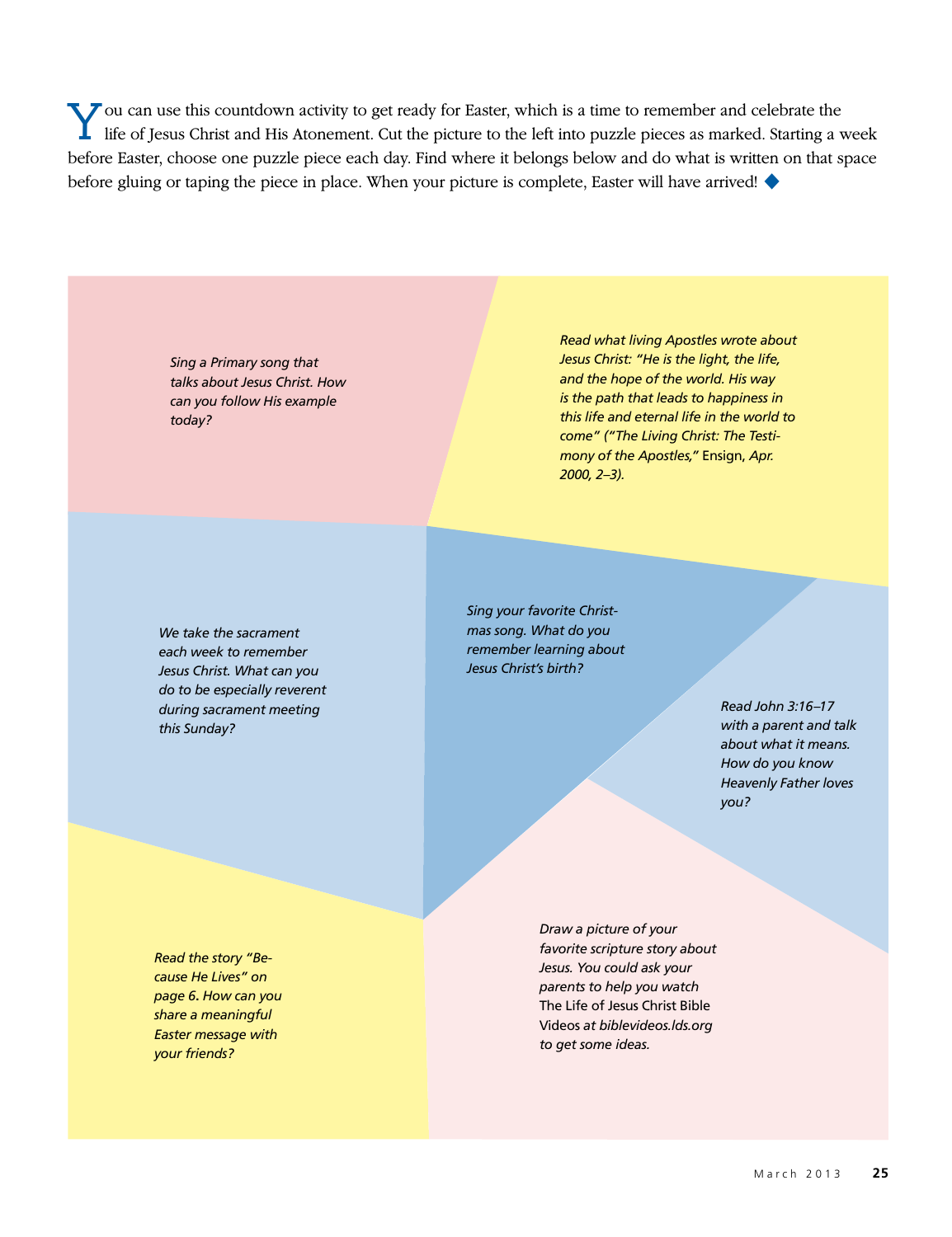You can use this countdown activity to get ready for Easter, which is a time to remember and celebrate the life of Jesus Christ and His Atonement. Cut the picture to the left into puzzle pieces as marked. Starting a week before Easter, choose one puzzle piece each day. Find where it belongs below and do what is written on that space before gluing or taping the piece in place. When your picture is complete, Easter will have arrived! ◆

*Sing a Primary song that talks about Jesus Christ. How can you follow His example today?*

*Read what living Apostles wrote about Jesus Christ: "He is the light, the life, and the hope of the world. His way is the path that leads to happiness in this life and eternal life in the world to come" ("The Living Christ: The Testimony of the Apostles,"* Ensign, *Apr. 2000, 2–3).*

*We take the sacrament each week to remember Jesus Christ. What can you do to be especially reverent during sacrament meeting this Sunday?*

*Sing your favorite Christmas song. What do you remember learning about Jesus Christ's birth?*

*Read John 3:16–17 with a parent and talk about what it means. How do you know Heavenly Father loves you?*

*Read the story "Because He Lives" on page 6. How can you share a meaningful Easter message with your friends?*

*Draw a picture of your favorite scripture story about Jesus. You could ask your parents to help you watch* The Life of Jesus Christ Bible Videos *at biblevideos.lds.org to get some ideas.*